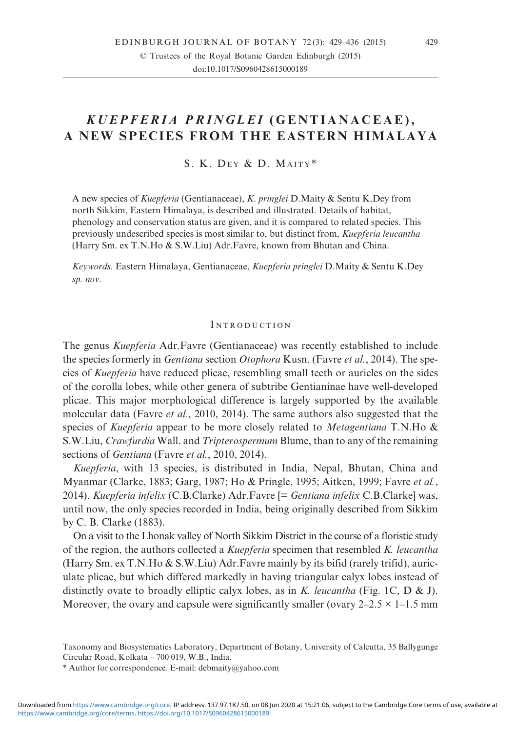# *KUEPFERIA PRINGLEI* (GENTIANACEAE), A NEW SPECIES FROM THE EASTERN HIMALAYA

S. K. Dey & D. Maity*

A new species of *Kuepferia* (Gentianaceae), *K. pringlei* D.Maity & Sentu K.Dey from north Sikkim, Eastern Himalaya, is described and illustrated. Details of habitat, phenology and conservation status are given, and it is compared to related species. This previously undescribed species is most similar to, but distinct from, *Kuepferia leucantha* (Harry Sm. ex T.N.Ho & S.W.Liu) Adr.Favre, known from Bhutan and China.

*Keywords.* Eastern Himalaya, Gentianaceae, *Kuepferia pringlei* D.Maity & Sentu K.Dey *sp. nov*.

## Introduction

The genus *Kuepferia* Adr.Favre (Gentianaceae) was recently established to include the species formerly in *Gentiana* section *Otophora* Kusn. (Favre *et al.*, 2014). The species of *Kuepferia* have reduced plicae, resembling small teeth or auricles on the sides of the corolla lobes, while other genera of subtribe Gentianinae have well-developed plicae. This major morphological difference is largely supported by the available molecular data (Favre *et al.*, 2010, 2014). The same authors also suggested that the species of *Kuepferia* appear to be more closely related to *Metagentiana* T.N.Ho & S.W.Liu, *Crawfurdia* Wall. and *Tripterospermum* Blume, than to any of the remaining sections of *Gentiana* (Favre *et al.*, 2010, 2014).

*Kuepferia*, with 13 species, is distributed in India, Nepal, Bhutan, China and Myanmar (Clarke, 1883; Garg, 1987; Ho & Pringle, 1995; Aitken, 1999; Favre *et al.*, 2014). *Kuepferia infelix* (C.B.Clarke) Adr.Favre [= *Gentiana infelix* C.B.Clarke] was, until now, the only species recorded in India, being originally described from Sikkim by C. B. Clarke (1883).

On a visit to the Lhonak valley of North Sikkim District in the course of a floristic study of the region, the authors collected a *Kuepferia* specimen that resembled *K. leucantha* (Harry Sm. ex T.N.Ho & S.W.Liu) Adr.Favre mainly by its bifid (rarely trifid), auriculate plicae, but which differed markedly in having triangular calyx lobes instead of distinctly ovate to broadly elliptic calyx lobes, as in *K. leucantha* (Fig. 1C, D & J). Moreover, the ovary and capsule were significantly smaller (ovary 2–2.5 × 1–1.5 mm

Taxonomy and Biosystematics Laboratory, Department of Botany, University of Calcutta, 35 Ballygunge Circular Road, Kolkata – 700 019, W.B., India.

* Author for correspondence. E-mail: debmaity@yahoo.com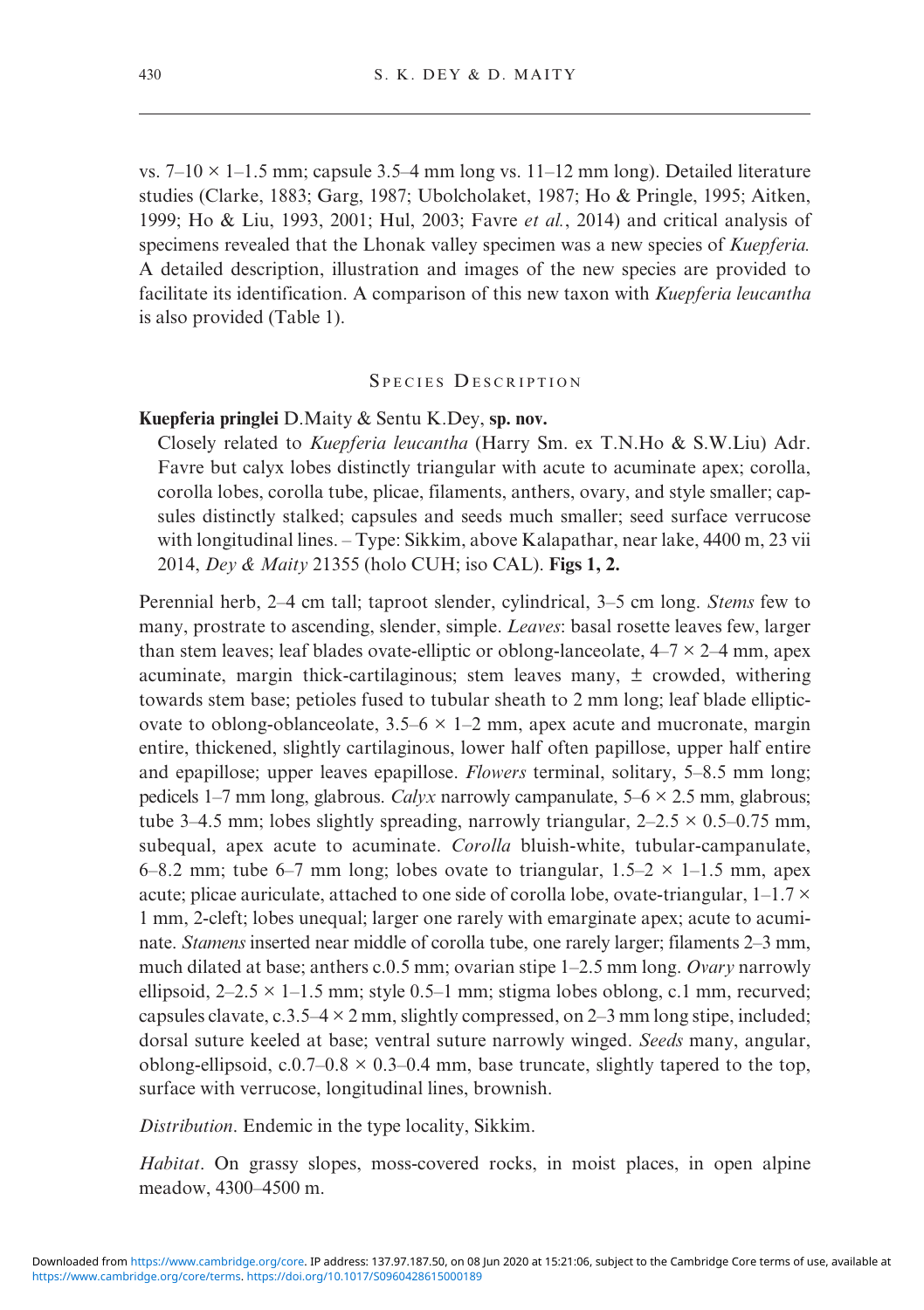vs. 7–10 × 1–1.5 mm; capsule 3.5–4 mm long vs. 11–12 mm long). Detailed literature studies (Clarke, 1883; Garg, 1987; Ubolcholaket, 1987; Ho & Pringle, 1995; Aitken, 1999; Ho & Liu, 1993, 2001; Hul, 2003; Favre *et al.*, 2014) and critical analysis of specimens revealed that the Lhonak valley specimen was a new species of *Kuepferia.* A detailed description, illustration and images of the new species are provided to facilitate its identification. A comparison of this new taxon with *Kuepferia leucantha* is also provided (Table 1).

## Species Description

**Kuepferia pringlei** D.Maity & Sentu K.Dey, **sp. nov.**

Closely related to *Kuepferia leucantha* (Harry Sm. ex T.N.Ho & S.W.Liu) Adr. Favre but calyx lobes distinctly triangular with acute to acuminate apex; corolla, corolla lobes, corolla tube, plicae, filaments, anthers, ovary, and style smaller; capsules distinctly stalked; capsules and seeds much smaller; seed surface verrucose with longitudinal lines. – Type: Sikkim, above Kalapathar, near lake, 4400 m, 23 vii 2014, *Dey & Maity* 21355 (holo CUH; iso CAL). **Figs 1, 2.**

Perennial herb, 2–4 cm tall; taproot slender, cylindrical, 3–5 cm long. *Stems* few to many, prostrate to ascending, slender, simple. *Leaves*: basal rosette leaves few, larger than stem leaves; leaf blades ovate-elliptic or oblong-lanceolate, 4–7 × 2–4 mm, apex acuminate, margin thick-cartilaginous; stem leaves many, ± crowded, withering towards stem base; petioles fused to tubular sheath to 2 mm long; leaf blade elliptic-ovate to oblong-oblanceolate, 3.5–6 × 1–2 mm, apex acute and mucronate, margin entire, thickened, slightly cartilaginous, lower half often papillose, upper half entire and epapillose; upper leaves epapillose. *Flowers* terminal, solitary, 5–8.5 mm long; pedicels 1–7 mm long, glabrous. *Calyx* narrowly campanulate, 5–6 × 2.5 mm, glabrous; tube 3–4.5 mm; lobes slightly spreading, narrowly triangular, 2–2.5 × 0.5–0.75 mm, subequal, apex acute to acuminate. *Corolla* bluish-white, tubular-campanulate, 6–8.2 mm; tube 6–7 mm long; lobes ovate to triangular, 1.5–2 × 1–1.5 mm, apex acute; plicae auriculate, attached to one side of corolla lobe, ovate-triangular, 1–1.7 × 1 mm, 2-cleft; lobes unequal; larger one rarely with emarginate apex; acute to acuminate. *Stamens* inserted near middle of corolla tube, one rarely larger; filaments 2–3 mm, much dilated at base; anthers c.0.5 mm; ovarian stipe 1–2.5 mm long. *Ovary* narrowly ellipsoid, 2–2.5 × 1–1.5 mm; style 0.5–1 mm; stigma lobes oblong, c.1 mm, recurved; capsules clavate, c.3.5–4 × 2 mm, slightly compressed, on 2–3 mm long stipe, included; dorsal suture keeled at base; ventral suture narrowly winged. *Seeds* many, angular, oblong-ellipsoid, c.0.7–0.8 × 0.3–0.4 mm, base truncate, slightly tapered to the top, surface with verrucose, longitudinal lines, brownish.

*Distribution*. Endemic in the type locality, Sikkim.

*Habitat*. On grassy slopes, moss-covered rocks, in moist places, in open alpine meadow, 4300–4500 m.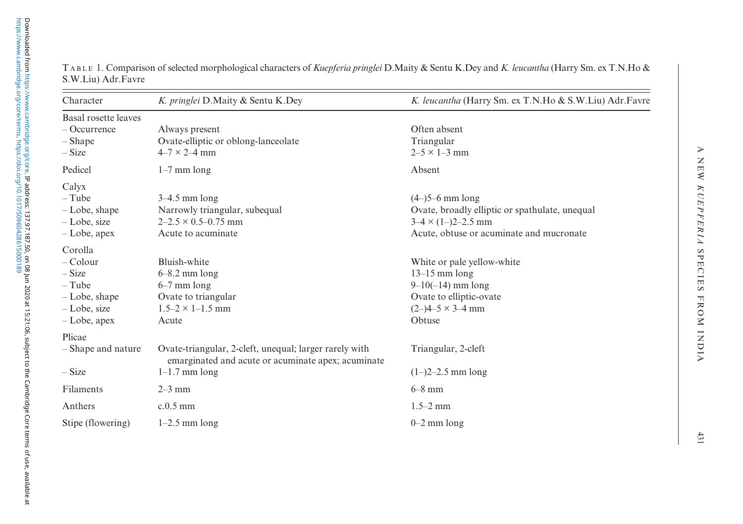TABLE 1. Comparison of selected morphological characters of *Kuepferia pringlei* D.Maity & Sentu K.Dey and *K. leucantha* (Harry Sm. ex T.N.Ho & S.W.Liu) Adr.Favre

| Character | *K. pringlei* D.Maity & Sentu K.Dey | *K. leucantha* (Harry Sm. ex T.N.Ho & S.W.Liu) Adr.Favre |
|---|---|---|
| Basal rosette leaves | | |
| – Occurrence | Always present | Often absent |
| – Shape | Ovate-elliptic or oblong-lanceolate | Triangular |
| – Size | 4–7 × 2–4 mm | 2–5 × 1–3 mm |
| Pedicel | 1–7 mm long | Absent |
| Calyx | | |
| – Tube | 3–4.5 mm long | (4–)5–6 mm long |
| – Lobe, shape | Narrowly triangular, subequal | Ovate, broadly elliptic or spathulate, unequal |
| – Lobe, size | 2–2.5 × 0.5–0.75 mm | 3–4 × (1–)2–2.5 mm |
| – Lobe, apex | Acute to acuminate | Acute, obtuse or acuminate and mucronate |
| Corolla | | |
| – Colour | Bluish-white | White or pale yellow-white |
| – Size | 6–8.2 mm long | 13–15 mm long |
| – Tube | 6–7 mm long | 9–10(–14) mm long |
| – Lobe, shape | Ovate to triangular | Ovate to elliptic-ovate |
| – Lobe, size | 1.5–2 × 1–1.5 mm | (2–)4–5 × 3–4 mm |
| – Lobe, apex | Acute | Obtuse |
| Plicae | | |
| – Shape and nature | Ovate-triangular, 2-cleft, unequal; larger rarely with emarginated and acute or acuminate apex; acuminate | Triangular, 2-cleft |
| – Size | 1–1.7 mm long | (1–)2–2.5 mm long |
| Filaments | 2–3 mm | 6–8 mm |
| Anthers | c.0.5 mm | 1.5–2 mm |
| Stipe (flowering) | 1–2.5 mm long | 0–2 mm long |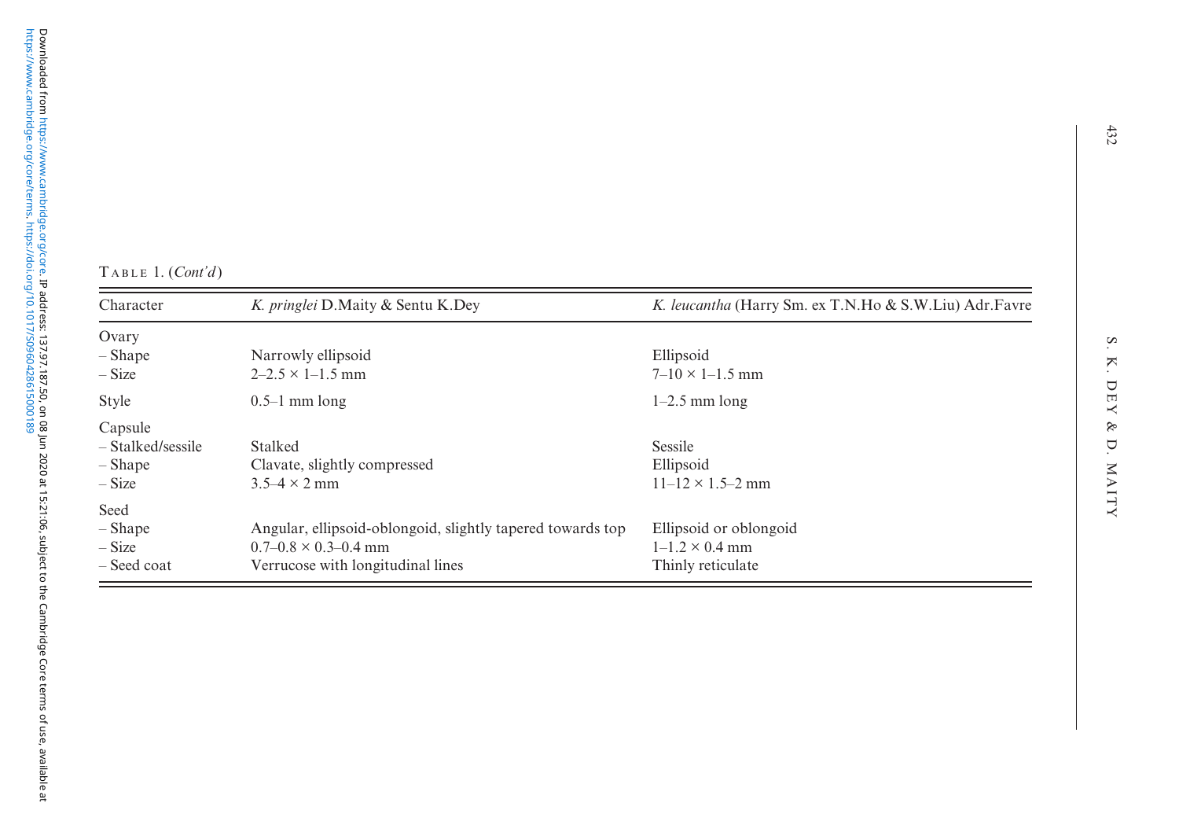Table 1. (*Cont'd*)

| Character | *K. pringlei* D.Maity & Sentu K.Dey | *K. leucantha* (Harry Sm. ex T.N.Ho & S.W.Liu) Adr.Favre |
|---|---|---|
| Ovary | | |
| – Shape | Narrowly ellipsoid | Ellipsoid |
| – Size | 2–2.5 × 1–1.5 mm | 7–10 × 1–1.5 mm |
| Style | 0.5–1 mm long | 1–2.5 mm long |
| Capsule | | |
| – Stalked/sessile | Stalked | Sessile |
| – Shape | Clavate, slightly compressed | Ellipsoid |
| – Size | 3.5–4 × 2 mm | 11–12 × 1.5–2 mm |
| Seed | | |
| – Shape | Angular, ellipsoid-oblongoid, slightly tapered towards top | Ellipsoid or oblongoid |
| – Size | 0.7–0.8 × 0.3–0.4 mm | 1–1.2 × 0.4 mm |
| – Seed coat | Verrucose with longitudinal lines | Thinly reticulate |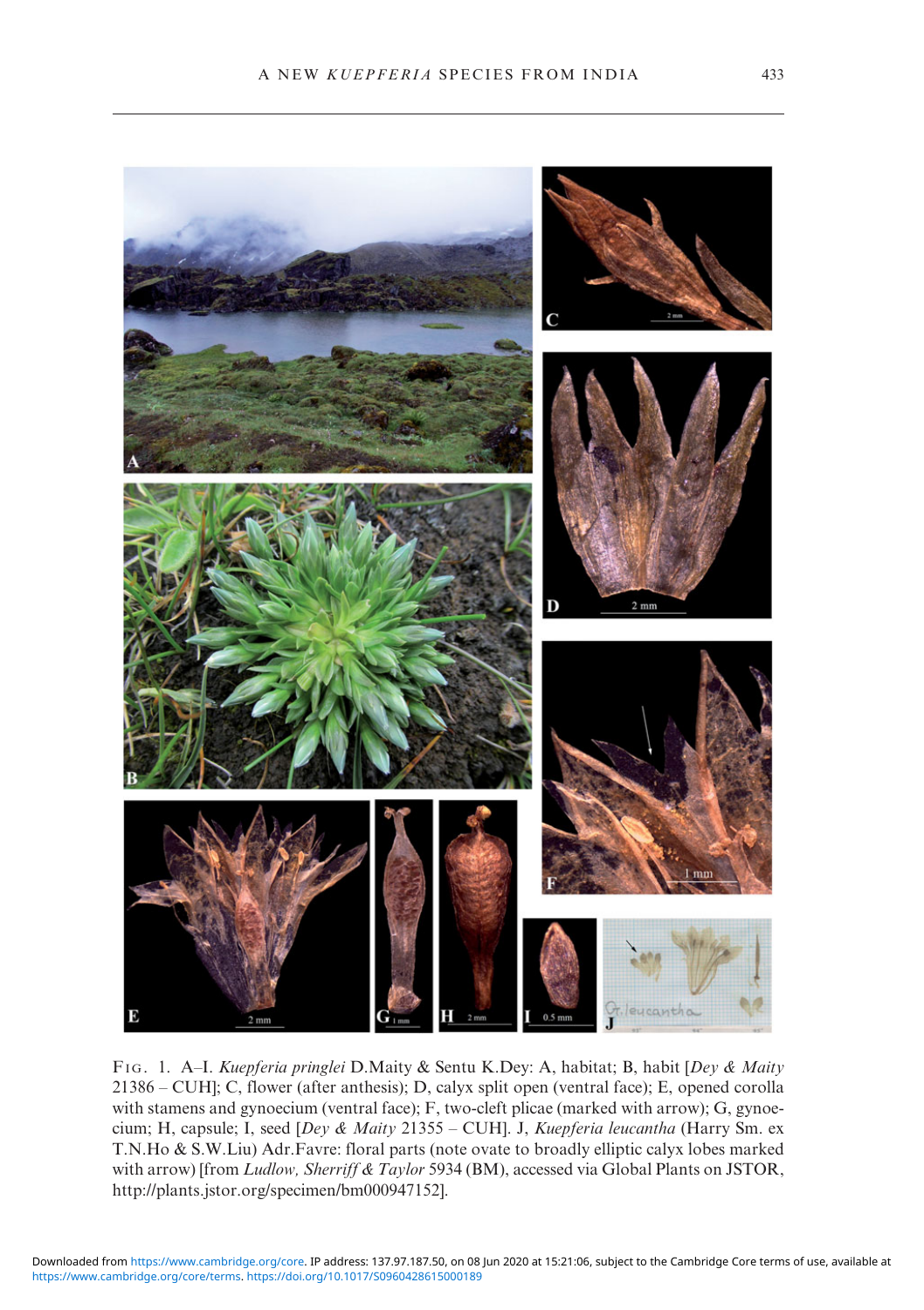FIG. 1. A–I. *Kuepferia pringlei* D.Maity & Sentu K.Dey: A, habitat; B, habit [*Dey & Maity* 21386 – CUH]; C, flower (after anthesis); D, calyx split open (ventral face); E, opened corolla with stamens and gynoecium (ventral face); F, two-cleft plicae (marked with arrow); G, gynoecium; H, capsule; I, seed [*Dey & Maity* 21355 – CUH]. J, *Kuepferia leucantha* (Harry Sm. ex T.N.Ho & S.W.Liu) Adr.Favre: floral parts (note ovate to broadly elliptic calyx lobes marked with arrow) [from *Ludlow, Sherriff & Taylor* 5934 (BM), accessed via Global Plants on JSTOR, http://plants.jstor.org/specimen/bm000947152].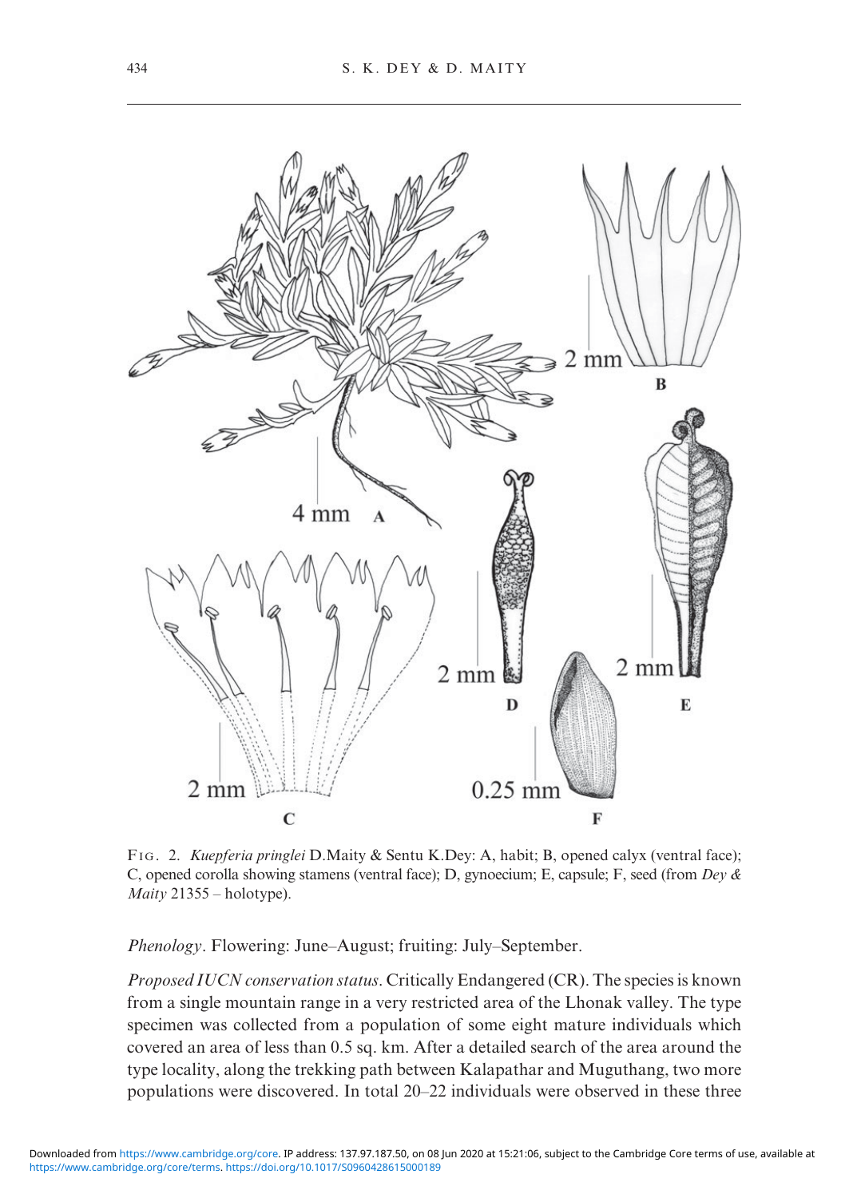Fig. 2. *Kuepferia pringlei* D.Maity & Sentu K.Dey: A, habit; B, opened calyx (ventral face); C, opened corolla showing stamens (ventral face); D, gynoecium; E, capsule; F, seed (from *Dey & Maity* 21355 – holotype).

*Phenology*. Flowering: June–August; fruiting: July–September.

*Proposed IUCN conservation status*. Critically Endangered (CR). The species is known from a single mountain range in a very restricted area of the Lhonak valley. The type specimen was collected from a population of some eight mature individuals which covered an area of less than 0.5 sq. km. After a detailed search of the area around the type locality, along the trekking path between Kalapathar and Muguthang, two more populations were discovered. In total 20–22 individuals were observed in these three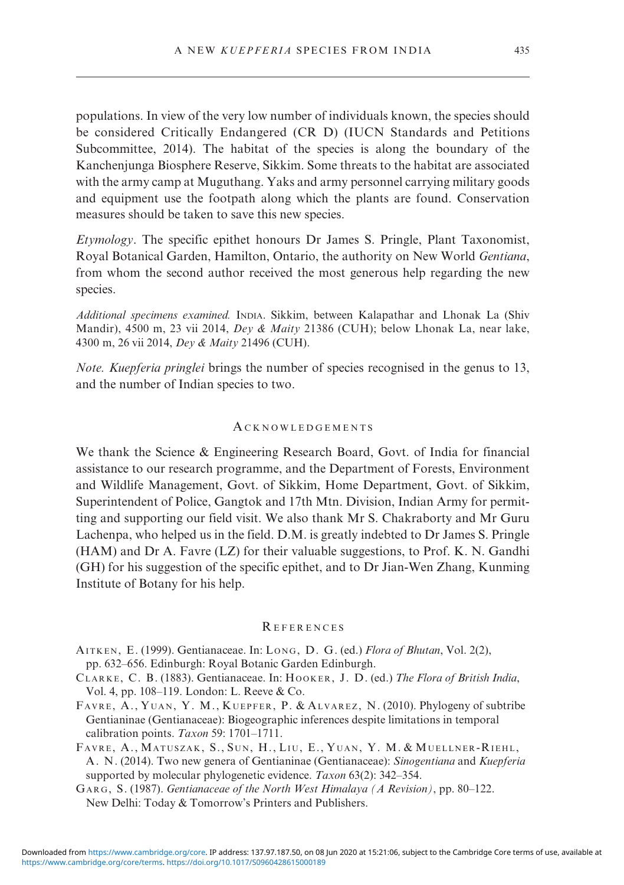populations. In view of the very low number of individuals known, the species should be considered Critically Endangered (CR D) (IUCN Standards and Petitions Subcommittee, 2014). The habitat of the species is along the boundary of the Kanchenjunga Biosphere Reserve, Sikkim. Some threats to the habitat are associated with the army camp at Muguthang. Yaks and army personnel carrying military goods and equipment use the footpath along which the plants are found. Conservation measures should be taken to save this new species.

*Etymology*. The specific epithet honours Dr James S. Pringle, Plant Taxonomist, Royal Botanical Garden, Hamilton, Ontario, the authority on New World *Gentiana*, from whom the second author received the most generous help regarding the new species.

*Additional specimens examined.* INDIA. Sikkim, between Kalapathar and Lhonak La (Shiv Mandir), 4500 m, 23 vii 2014, *Dey & Maity* 21386 (CUH); below Lhonak La, near lake, 4300 m, 26 vii 2014, *Dey & Maity* 21496 (CUH).

*Note. Kuepferia pringlei* brings the number of species recognised in the genus to 13, and the number of Indian species to two.

## ACKNOWLEDGEMENTS

We thank the Science & Engineering Research Board, Govt. of India for financial assistance to our research programme, and the Department of Forests, Environment and Wildlife Management, Govt. of Sikkim, Home Department, Govt. of Sikkim, Superintendent of Police, Gangtok and 17th Mtn. Division, Indian Army for permitting and supporting our field visit. We also thank Mr S. Chakraborty and Mr Guru Lachenpa, who helped us in the field. D.M. is greatly indebted to Dr James S. Pringle (HAM) and Dr A. Favre (LZ) for their valuable suggestions, to Prof. K. N. Gandhi (GH) for his suggestion of the specific epithet, and to Dr Jian-Wen Zhang, Kunming Institute of Botany for his help.

## REFERENCES

AITKEN, E. (1999). Gentianaceae. In: LONG, D. G. (ed.) *Flora of Bhutan*, Vol. 2(2), pp. 632–656. Edinburgh: Royal Botanic Garden Edinburgh.

CLARKE, C. B. (1883). Gentianaceae. In: HOOKER, J. D. (ed.) *The Flora of British India*, Vol. 4, pp. 108–119. London: L. Reeve & Co.

FAVRE, A., YUAN, Y. M., KUEPFER, P. & ALVAREZ, N. (2010). Phylogeny of subtribe Gentianinae (Gentianaceae): Biogeographic inferences despite limitations in temporal calibration points. *Taxon* 59: 1701–1711.

FAVRE, A., MATUSZAK, S., SUN, H., LIU, E., YUAN, Y. M. & MUELLNER-RIEHL, A. N. (2014). Two new genera of Gentianinae (Gentianaceae): *Sinogentiana* and *Kuepferia* supported by molecular phylogenetic evidence. *Taxon* 63(2): 342–354.

GARG, S. (1987). *Gentianaceae of the North West Himalaya (A Revision)*, pp. 80–122. New Delhi: Today & Tomorrow's Printers and Publishers.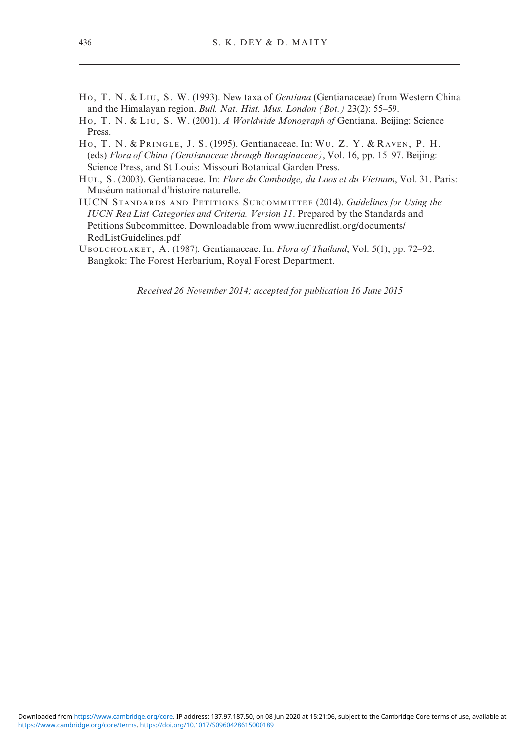Ho, T. N. & Liu, S. W. (1993). New taxa of *Gentiana* (Gentianaceae) from Western China and the Himalayan region. *Bull. Nat. Hist. Mus. London (Bot.)* 23(2): 55–59.

Ho, T. N. & Liu, S. W. (2001). *A Worldwide Monograph of* Gentiana. Beijing: Science Press.

Ho, T. N. & Pringle, J. S. (1995). Gentianaceae. In: Wu, Z. Y. & Raven, P. H. (eds) *Flora of China (Gentianaceae through Boraginaceae)*, Vol. 16, pp. 15–97. Beijing: Science Press, and St Louis: Missouri Botanical Garden Press.

Hul, S. (2003). Gentianaceae. In: *Flore du Cambodge, du Laos et du Vietnam*, Vol. 31. Paris: Muséum national d'histoire naturelle.

IUCN Standards and Petitions Subcommittee (2014). *Guidelines for Using the IUCN Red List Categories and Criteria. Version 11*. Prepared by the Standards and Petitions Subcommittee. Downloadable from www.iucnredlist.org/documents/RedListGuidelines.pdf

Ubolcholaket, A. (1987). Gentianaceae. In: *Flora of Thailand*, Vol. 5(1), pp. 72–92. Bangkok: The Forest Herbarium, Royal Forest Department.

*Received 26 November 2014; accepted for publication 16 June 2015*